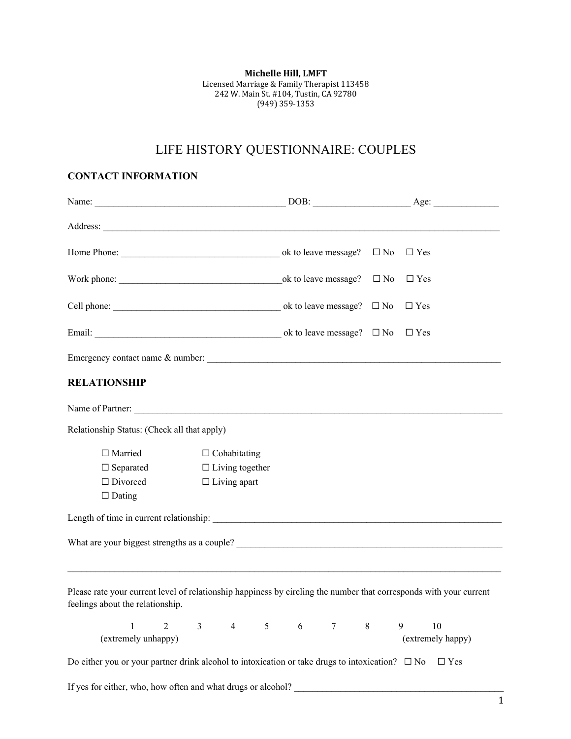**Michelle Hill, LMFT**
Licensed Marriage & Family Therapist 113458
242 W. Main St. #104, Tustin, CA 92780
(949) 359-1353

# LIFE HISTORY QUESTIONNAIRE: COUPLES

## CONTACT INFORMATION

Name: __________________________________________ DOB: ____________________ Age: ______________

Address: ________________________________________________________________________________________

Home Phone: __________________________________ ok to leave message? ☐ No ☐ Yes

Work phone: ___________________________________ok to leave message? ☐ No ☐ Yes

Cell phone: ____________________________________ ok to leave message? ☐ No ☐ Yes

Email: ________________________________________ ok to leave message? ☐ No ☐ Yes

Emergency contact name & number: _________________________________________________________________

## RELATIONSHIP

Name of Partner: ________________________________________________________________________________

Relationship Status: (Check all that apply)

☐ Married ☐ Cohabitating
☐ Separated ☐ Living together
☐ Divorced ☐ Living apart
☐ Dating

Length of time in current relationship: _________________________________________________________________

What are your biggest strengths as a couple? ____________________________________________________________

_______________________________________________________________________________________________

Please rate your current level of relationship happiness by circling the number that corresponds with your current feelings about the relationship.

1 2 3 4 5 6 7 8 9 10
(extremely unhappy) (extremely happy)

Do either you or your partner drink alcohol to intoxication or take drugs to intoxication? ☐ No ☐ Yes

If yes for either, who, how often and what drugs or alcohol? _____________________________________________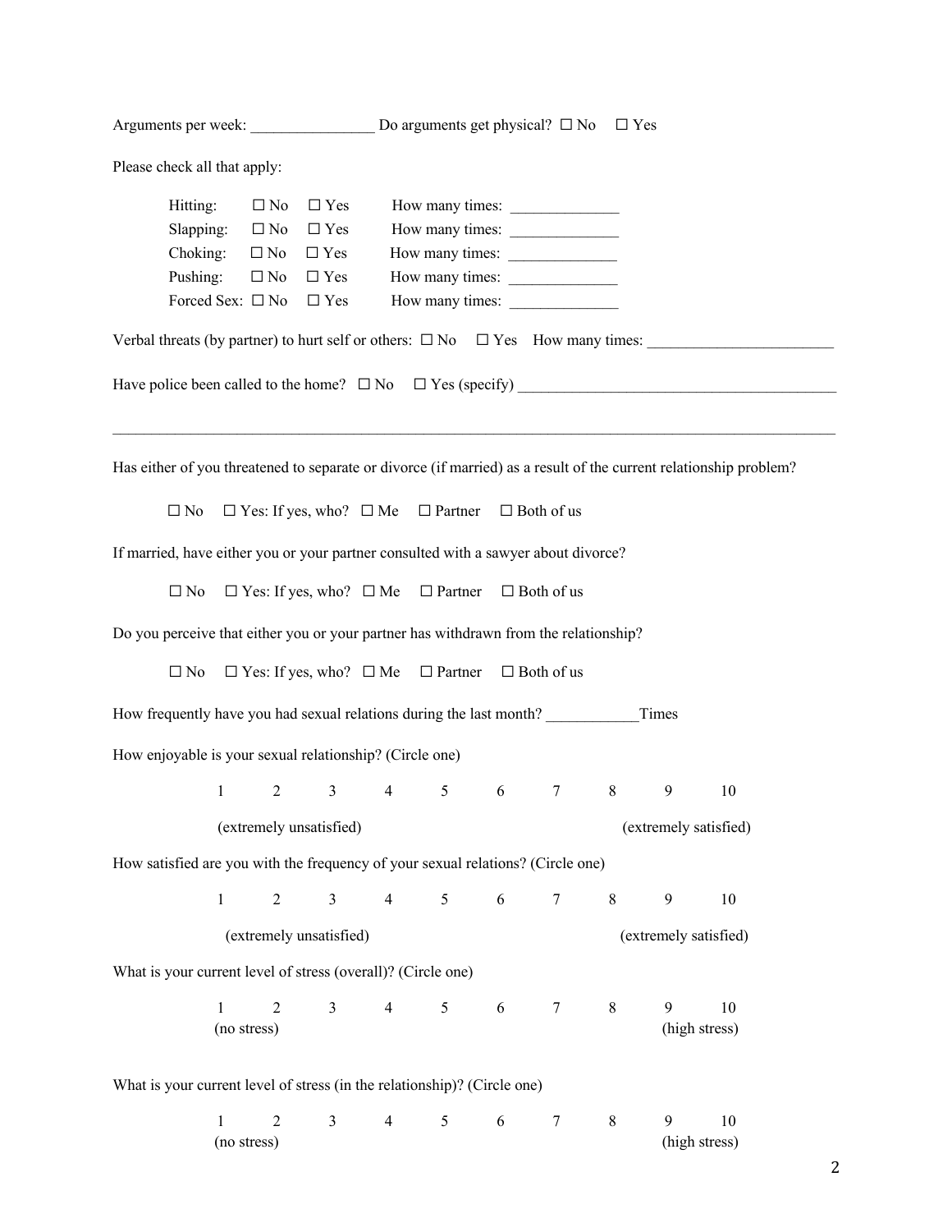Arguments per week: ________________ Do arguments get physical? ☐ No ☐ Yes

Please check all that apply:

Hitting: ☐ No ☐ Yes How many times: ______________

Slapping: ☐ No ☐ Yes How many times: ______________

Choking: ☐ No ☐ Yes How many times: ______________

Pushing: ☐ No ☐ Yes How many times: ______________

Forced Sex: ☐ No ☐ Yes How many times: ______________

Verbal threats (by partner) to hurt self or others: ☐ No ☐ Yes How many times: ________________________

Have police been called to the home? ☐ No ☐ Yes (specify) __________________________________________

_____________________________________________________________________________________________

Has either of you threatened to separate or divorce (if married) as a result of the current relationship problem?

☐ No ☐ Yes: If yes, who? ☐ Me ☐ Partner ☐ Both of us

If married, have either you or your partner consulted with a sawyer about divorce?

☐ No ☐ Yes: If yes, who? ☐ Me ☐ Partner ☐ Both of us

Do you perceive that either you or your partner has withdrawn from the relationship?

☐ No ☐ Yes: If yes, who? ☐ Me ☐ Partner ☐ Both of us

How frequently have you had sexual relations during the last month? ____________Times

How enjoyable is your sexual relationship? (Circle one)

1 2 3 4 5 6 7 8 9 10

(extremely unsatisfied) (extremely satisfied)

How satisfied are you with the frequency of your sexual relations? (Circle one)

1 2 3 4 5 6 7 8 9 10

(extremely unsatisfied) (extremely satisfied)

What is your current level of stress (overall)? (Circle one)

1 2 3 4 5 6 7 8 9 10

(no stress) (high stress)

What is your current level of stress (in the relationship)? (Circle one)

1 2 3 4 5 6 7 8 9 10

(no stress) (high stress)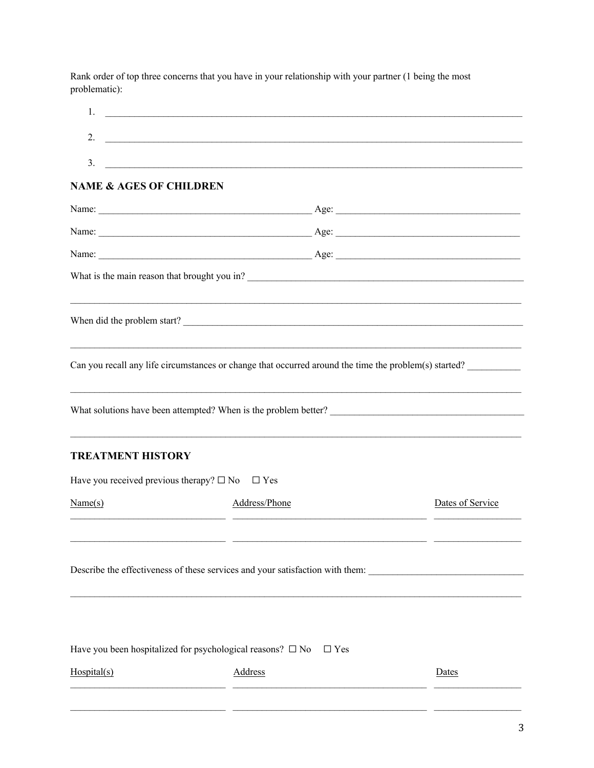Rank order of top three concerns that you have in your relationship with your partner (1 being the most problematic):

1. ______________________________________________________________________________
2. ______________________________________________________________________________
3. ______________________________________________________________________________

## NAME & AGES OF CHILDREN

Name: ________________________________________ Age: ____________________________________

Name: ________________________________________ Age: ____________________________________

Name: ________________________________________ Age: ____________________________________

What is the main reason that brought you in? ______________________________________________________

_______________________________________________________________________________________

When did the problem start? ________________________________________________________________

_______________________________________________________________________________________

Can you recall any life circumstances or change that occurred around the time the problem(s) started? __________

_______________________________________________________________________________________

What solutions have been attempted? When is the problem better? ____________________________________

_______________________________________________________________________________________

## TREATMENT HISTORY

Have you received previous therapy? ☐ No ☐ Yes

| Name(s) | Address/Phone | Dates of Service |
| --- | --- | --- |
| | | |
| | | |

Describe the effectiveness of these services and your satisfaction with them: _____________________________

_______________________________________________________________________________________

Have you been hospitalized for psychological reasons? ☐ No ☐ Yes

| Hospital(s) | Address | Dates |
| --- | --- | --- |
| | | |
| | | |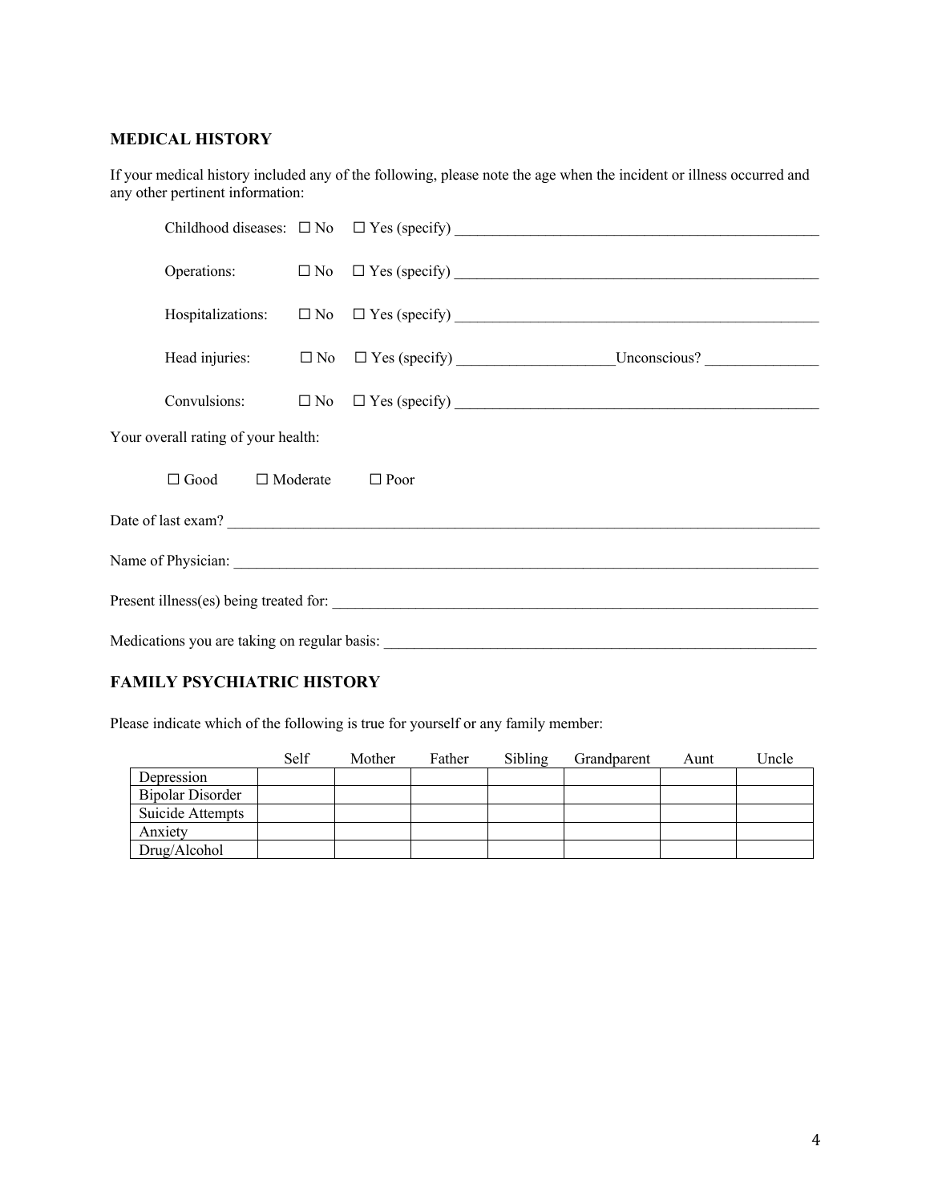## MEDICAL HISTORY

If your medical history included any of the following, please note the age when the incident or illness occurred and any other pertinent information:

Childhood diseases: ☐ No ☐ Yes (specify) ___________________________________________________

Operations: ☐ No ☐ Yes (specify) ___________________________________________________

Hospitalizations: ☐ No ☐ Yes (specify) ___________________________________________________

Head injuries: ☐ No ☐ Yes (specify) _____________________Unconscious? _______________

Convulsions: ☐ No ☐ Yes (specify) ___________________________________________________

Your overall rating of your health:

☐ Good ☐ Moderate ☐ Poor

Date of last exam? ___________________________________________________________________________________

Name of Physician: ___________________________________________________________________________________

Present illness(es) being treated for: _____________________________________________________________________

Medications you are taking on regular basis: ______________________________________________________________

## FAMILY PSYCHIATRIC HISTORY

Please indicate which of the following is true for yourself or any family member:

| | Self | Mother | Father | Sibling | Grandparent | Aunt | Uncle |
|---|---|---|---|---|---|---|---|
| Depression | | | | | | | |
| Bipolar Disorder | | | | | | | |
| Suicide Attempts | | | | | | | |
| Anxiety | | | | | | | |
| Drug/Alcohol | | | | | | | |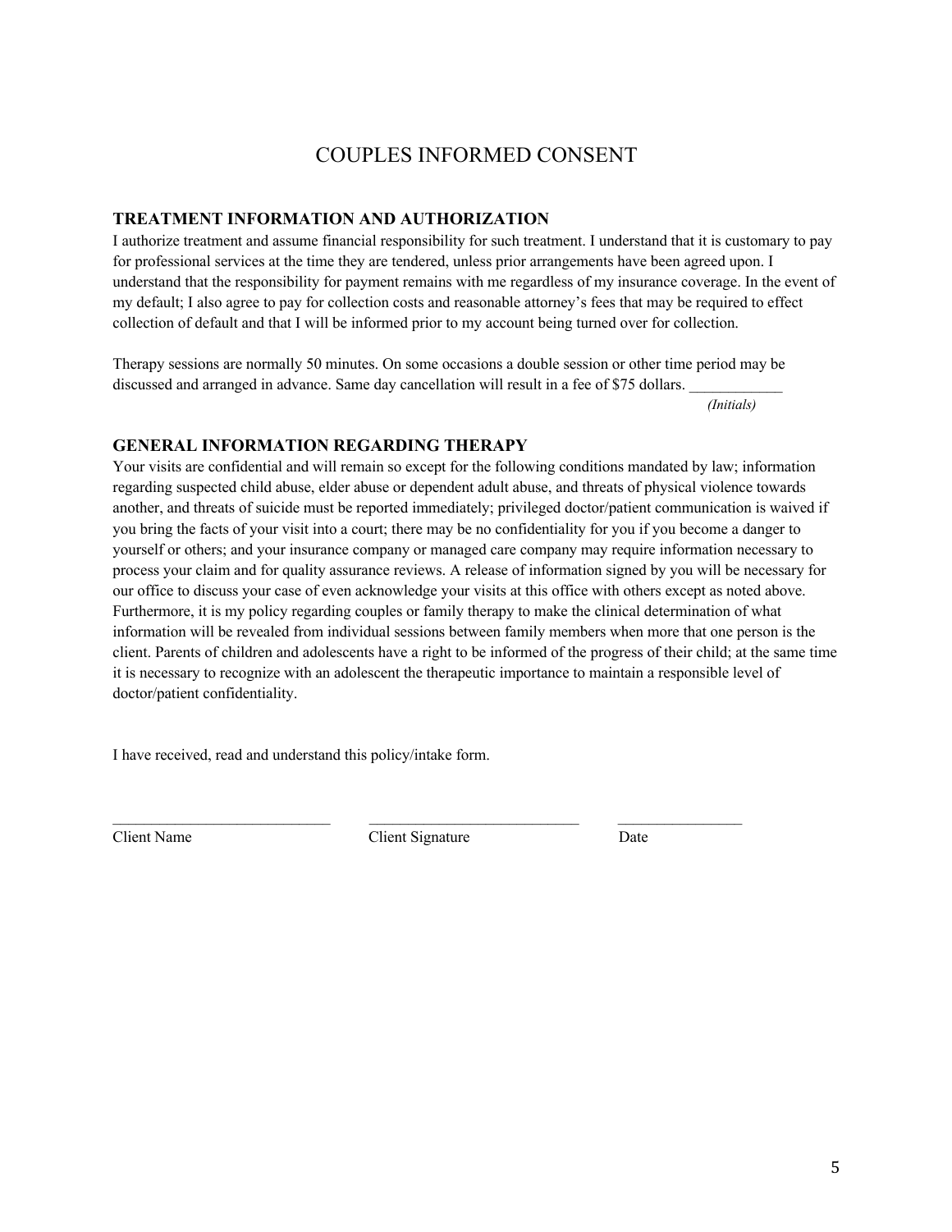# COUPLES INFORMED CONSENT

## TREATMENT INFORMATION AND AUTHORIZATION

I authorize treatment and assume financial responsibility for such treatment. I understand that it is customary to pay for professional services at the time they are tendered, unless prior arrangements have been agreed upon. I understand that the responsibility for payment remains with me regardless of my insurance coverage. In the event of my default; I also agree to pay for collection costs and reasonable attorney's fees that may be required to effect collection of default and that I will be informed prior to my account being turned over for collection.

Therapy sessions are normally 50 minutes. On some occasions a double session or other time period may be discussed and arranged in advance. Same day cancellation will result in a fee of $75 dollars. ____________
*(Initials)*

## GENERAL INFORMATION REGARDING THERAPY

Your visits are confidential and will remain so except for the following conditions mandated by law; information regarding suspected child abuse, elder abuse or dependent adult abuse, and threats of physical violence towards another, and threats of suicide must be reported immediately; privileged doctor/patient communication is waived if you bring the facts of your visit into a court; there may be no confidentiality for you if you become a danger to yourself or others; and your insurance company or managed care company may require information necessary to process your claim and for quality assurance reviews. A release of information signed by you will be necessary for our office to discuss your case of even acknowledge your visits at this office with others except as noted above. Furthermore, it is my policy regarding couples or family therapy to make the clinical determination of what information will be revealed from individual sessions between family members when more that one person is the client. Parents of children and adolescents have a right to be informed of the progress of their child; at the same time it is necessary to recognize with an adolescent the therapeutic importance to maintain a responsible level of doctor/patient confidentiality.

I have received, read and understand this policy/intake form.

____________________________ ____________________________ ________________
Client Name Client Signature Date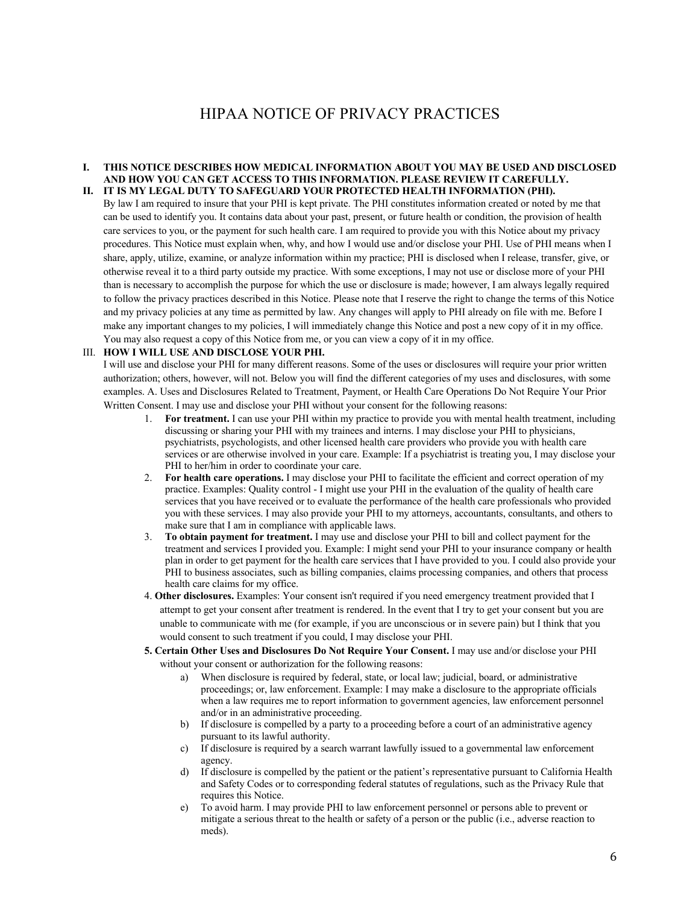# HIPAA NOTICE OF PRIVACY PRACTICES

**I. THIS NOTICE DESCRIBES HOW MEDICAL INFORMATION ABOUT YOU MAY BE USED AND DISCLOSED AND HOW YOU CAN GET ACCESS TO THIS INFORMATION. PLEASE REVIEW IT CAREFULLY.**

**II. IT IS MY LEGAL DUTY TO SAFEGUARD YOUR PROTECTED HEALTH INFORMATION (PHI).**

By law I am required to insure that your PHI is kept private. The PHI constitutes information created or noted by me that can be used to identify you. It contains data about your past, present, or future health or condition, the provision of health care services to you, or the payment for such health care. I am required to provide you with this Notice about my privacy procedures. This Notice must explain when, why, and how I would use and/or disclose your PHI. Use of PHI means when I share, apply, utilize, examine, or analyze information within my practice; PHI is disclosed when I release, transfer, give, or otherwise reveal it to a third party outside my practice. With some exceptions, I may not use or disclose more of your PHI than is necessary to accomplish the purpose for which the use or disclosure is made; however, I am always legally required to follow the privacy practices described in this Notice. Please note that I reserve the right to change the terms of this Notice and my privacy policies at any time as permitted by law. Any changes will apply to PHI already on file with me. Before I make any important changes to my policies, I will immediately change this Notice and post a new copy of it in my office. You may also request a copy of this Notice from me, or you can view a copy of it in my office.

III. **HOW I WILL USE AND DISCLOSE YOUR PHI.**

I will use and disclose your PHI for many different reasons. Some of the uses or disclosures will require your prior written authorization; others, however, will not. Below you will find the different categories of my uses and disclosures, with some examples. A. Uses and Disclosures Related to Treatment, Payment, or Health Care Operations Do Not Require Your Prior Written Consent. I may use and disclose your PHI without your consent for the following reasons:

1. **For treatment.** I can use your PHI within my practice to provide you with mental health treatment, including discussing or sharing your PHI with my trainees and interns. I may disclose your PHI to physicians, psychiatrists, psychologists, and other licensed health care providers who provide you with health care services or are otherwise involved in your care. Example: If a psychiatrist is treating you, I may disclose your PHI to her/him in order to coordinate your care.
2. **For health care operations.** I may disclose your PHI to facilitate the efficient and correct operation of my practice. Examples: Quality control - I might use your PHI in the evaluation of the quality of health care services that you have received or to evaluate the performance of the health care professionals who provided you with these services. I may also provide your PHI to my attorneys, accountants, consultants, and others to make sure that I am in compliance with applicable laws.
3. **To obtain payment for treatment.** I may use and disclose your PHI to bill and collect payment for the treatment and services I provided you. Example: I might send your PHI to your insurance company or health plan in order to get payment for the health care services that I have provided to you. I could also provide your PHI to business associates, such as billing companies, claims processing companies, and others that process health care claims for my office.
4. **Other disclosures.** Examples: Your consent isn't required if you need emergency treatment provided that I attempt to get your consent after treatment is rendered. In the event that I try to get your consent but you are unable to communicate with me (for example, if you are unconscious or in severe pain) but I think that you would consent to such treatment if you could, I may disclose your PHI.
5. **Certain Other Uses and Disclosures Do Not Require Your Consent.** I may use and/or disclose your PHI without your consent or authorization for the following reasons:
   a) When disclosure is required by federal, state, or local law; judicial, board, or administrative proceedings; or, law enforcement. Example: I may make a disclosure to the appropriate officials when a law requires me to report information to government agencies, law enforcement personnel and/or in an administrative proceeding.
   b) If disclosure is compelled by a party to a proceeding before a court of an administrative agency pursuant to its lawful authority.
   c) If disclosure is required by a search warrant lawfully issued to a governmental law enforcement agency.
   d) If disclosure is compelled by the patient or the patient's representative pursuant to California Health and Safety Codes or to corresponding federal statutes of regulations, such as the Privacy Rule that requires this Notice.
   e) To avoid harm. I may provide PHI to law enforcement personnel or persons able to prevent or mitigate a serious threat to the health or safety of a person or the public (i.e., adverse reaction to meds).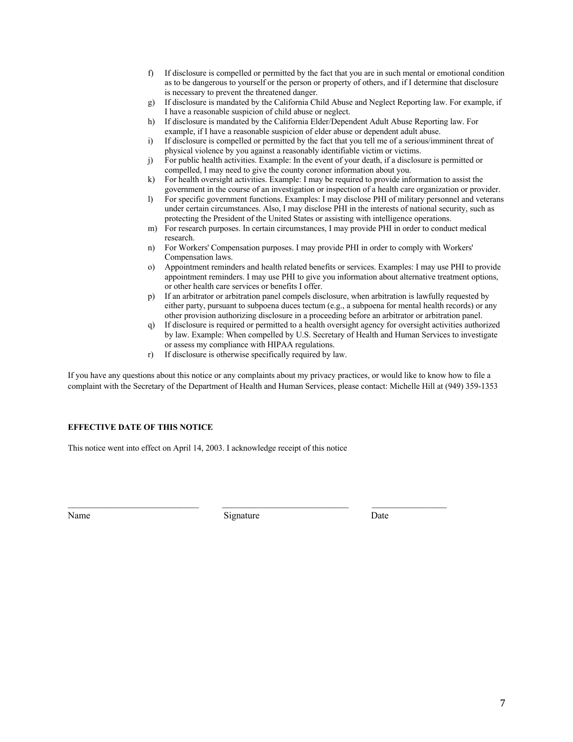f) If disclosure is compelled or permitted by the fact that you are in such mental or emotional condition as to be dangerous to yourself or the person or property of others, and if I determine that disclosure is necessary to prevent the threatened danger.
g) If disclosure is mandated by the California Child Abuse and Neglect Reporting law. For example, if I have a reasonable suspicion of child abuse or neglect.
h) If disclosure is mandated by the California Elder/Dependent Adult Abuse Reporting law. For example, if I have a reasonable suspicion of elder abuse or dependent adult abuse.
i) If disclosure is compelled or permitted by the fact that you tell me of a serious/imminent threat of physical violence by you against a reasonably identifiable victim or victims.
j) For public health activities. Example: In the event of your death, if a disclosure is permitted or compelled, I may need to give the county coroner information about you.
k) For health oversight activities. Example: I may be required to provide information to assist the government in the course of an investigation or inspection of a health care organization or provider.
l) For specific government functions. Examples: I may disclose PHI of military personnel and veterans under certain circumstances. Also, I may disclose PHI in the interests of national security, such as protecting the President of the United States or assisting with intelligence operations.
m) For research purposes. In certain circumstances, I may provide PHI in order to conduct medical research.
n) For Workers' Compensation purposes. I may provide PHI in order to comply with Workers' Compensation laws.
o) Appointment reminders and health related benefits or services. Examples: I may use PHI to provide appointment reminders. I may use PHI to give you information about alternative treatment options, or other health care services or benefits I offer.
p) If an arbitrator or arbitration panel compels disclosure, when arbitration is lawfully requested by either party, pursuant to subpoena duces tectum (e.g., a subpoena for mental health records) or any other provision authorizing disclosure in a proceeding before an arbitrator or arbitration panel.
q) If disclosure is required or permitted to a health oversight agency for oversight activities authorized by law. Example: When compelled by U.S. Secretary of Health and Human Services to investigate or assess my compliance with HIPAA regulations.
r) If disclosure is otherwise specifically required by law.

If you have any questions about this notice or any complaints about my privacy practices, or would like to know how to file a complaint with the Secretary of the Department of Health and Human Services, please contact: Michelle Hill at (949) 359-1353

**EFFECTIVE DATE OF THIS NOTICE**

This notice went into effect on April 14, 2003. I acknowledge receipt of this notice

\_\_\_\_\_\_\_\_\_\_\_\_\_\_\_\_\_\_\_\_\_\_\_\_\_\_\_\_\_\_ \_\_\_\_\_\_\_\_\_\_\_\_\_\_\_\_\_\_\_\_\_\_\_\_\_\_\_\_\_\_ \_\_\_\_\_\_\_\_\_\_\_\_\_\_\_\_\_\_

Name Signature Date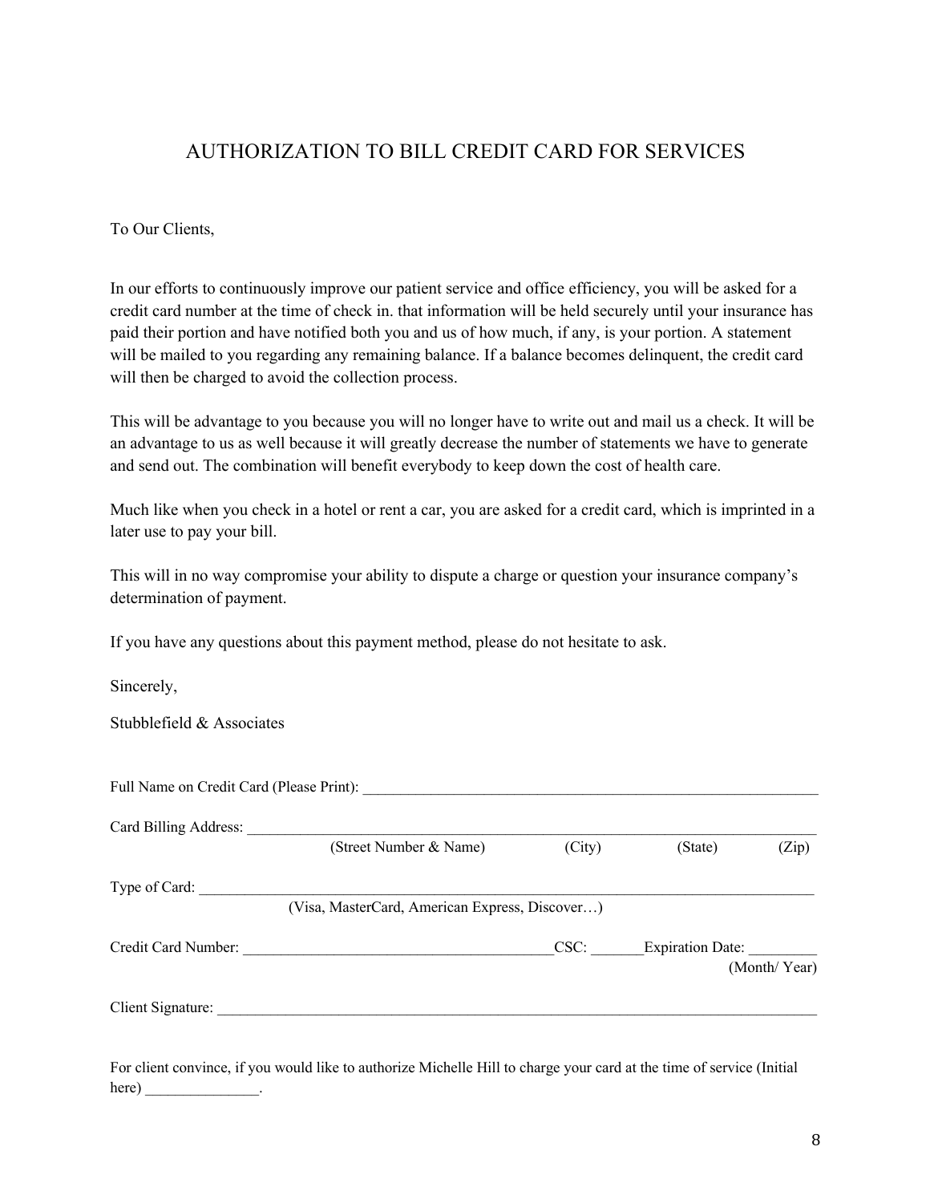# AUTHORIZATION TO BILL CREDIT CARD FOR SERVICES

To Our Clients,

In our efforts to continuously improve our patient service and office efficiency, you will be asked for a credit card number at the time of check in. that information will be held securely until your insurance has paid their portion and have notified both you and us of how much, if any, is your portion. A statement will be mailed to you regarding any remaining balance. If a balance becomes delinquent, the credit card will then be charged to avoid the collection process.

This will be advantage to you because you will no longer have to write out and mail us a check. It will be an advantage to us as well because it will greatly decrease the number of statements we have to generate and send out. The combination will benefit everybody to keep down the cost of health care.

Much like when you check in a hotel or rent a car, you are asked for a credit card, which is imprinted in a later use to pay your bill.

This will in no way compromise your ability to dispute a charge or question your insurance company's determination of payment.

If you have any questions about this payment method, please do not hesitate to ask.

Sincerely,

Stubblefield & Associates

Full Name on Credit Card (Please Print): ______________________________________________

Card Billing Address: ______________________________________________
(Street Number & Name) (City) (State) (Zip)

Type of Card: ______________________________________________
(Visa, MasterCard, American Express, Discover…)

Credit Card Number: ______________________________ CSC: _______ Expiration Date: _________
(Month/ Year)

Client Signature: ______________________________________________

For client convince, if you would like to authorize Michelle Hill to charge your card at the time of service (Initial here) _______________.